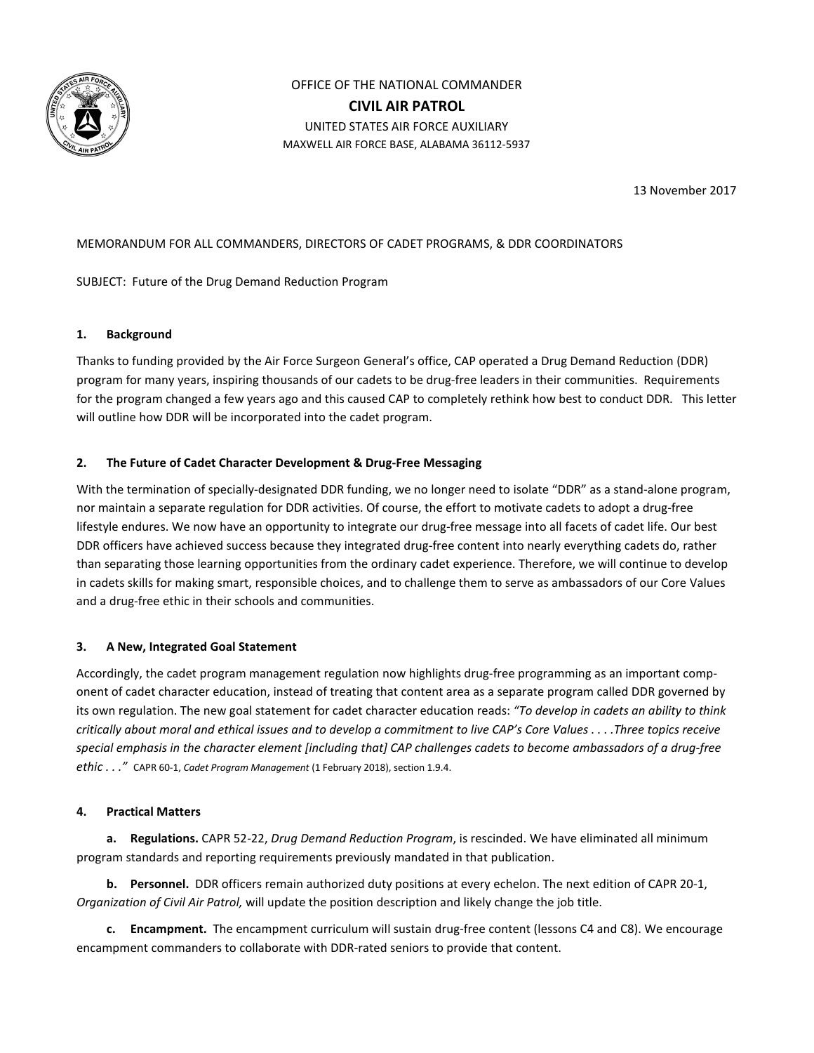OFFICE OF THE NATIONAL COMMANDER

**CIVIL AIR PATROL**

UNITED STATES AIR FORCE AUXILIARY

MAXWELL AIR FORCE BASE, ALABAMA 36112-5937

13 November 2017

MEMORANDUM FOR ALL COMMANDERS, DIRECTORS OF CADET PROGRAMS, & DDR COORDINATORS

SUBJECT: Future of the Drug Demand Reduction Program

**1. Background**

Thanks to funding provided by the Air Force Surgeon General's office, CAP operated a Drug Demand Reduction (DDR) program for many years, inspiring thousands of our cadets to be drug-free leaders in their communities. Requirements for the program changed a few years ago and this caused CAP to completely rethink how best to conduct DDR. This letter will outline how DDR will be incorporated into the cadet program.

**2. The Future of Cadet Character Development & Drug-Free Messaging**

With the termination of specially-designated DDR funding, we no longer need to isolate "DDR" as a stand-alone program, nor maintain a separate regulation for DDR activities. Of course, the effort to motivate cadets to adopt a drug-free lifestyle endures. We now have an opportunity to integrate our drug-free message into all facets of cadet life. Our best DDR officers have achieved success because they integrated drug-free content into nearly everything cadets do, rather than separating those learning opportunities from the ordinary cadet experience. Therefore, we will continue to develop in cadets skills for making smart, responsible choices, and to challenge them to serve as ambassadors of our Core Values and a drug-free ethic in their schools and communities.

**3. A New, Integrated Goal Statement**

Accordingly, the cadet program management regulation now highlights drug-free programming as an important component of cadet character education, instead of treating that content area as a separate program called DDR governed by its own regulation. The new goal statement for cadet character education reads: *"To develop in cadets an ability to think critically about moral and ethical issues and to develop a commitment to live CAP's Core Values . . . .Three topics receive special emphasis in the character element [including that] CAP challenges cadets to become ambassadors of a drug-free ethic . . ."* CAPR 60-1, *Cadet Program Management* (1 February 2018), section 1.9.4.

**4. Practical Matters**

**a. Regulations.** CAPR 52-22, *Drug Demand Reduction Program*, is rescinded. We have eliminated all minimum program standards and reporting requirements previously mandated in that publication.

**b. Personnel.** DDR officers remain authorized duty positions at every echelon. The next edition of CAPR 20-1, *Organization of Civil Air Patrol,* will update the position description and likely change the job title.

**c. Encampment.** The encampment curriculum will sustain drug-free content (lessons C4 and C8). We encourage encampment commanders to collaborate with DDR-rated seniors to provide that content.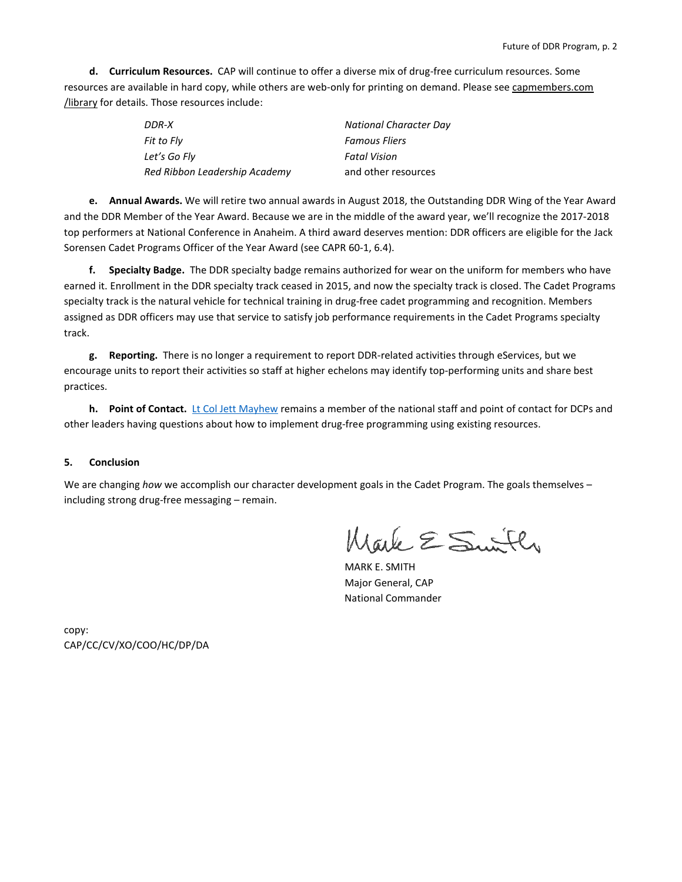**d. Curriculum Resources.** CAP will continue to offer a diverse mix of drug-free curriculum resources. Some resources are available in hard copy, while others are web-only for printing on demand. Please see capmembers.com /library for details. Those resources include:

| | |
|---|---|
| *DDR-X* | *National Character Day* |
| *Fit to Fly* | *Famous Fliers* |
| *Let's Go Fly* | *Fatal Vision* |
| *Red Ribbon Leadership Academy* | and other resources |

**e. Annual Awards.** We will retire two annual awards in August 2018, the Outstanding DDR Wing of the Year Award and the DDR Member of the Year Award. Because we are in the middle of the award year, we'll recognize the 2017-2018 top performers at National Conference in Anaheim. A third award deserves mention: DDR officers are eligible for the Jack Sorensen Cadet Programs Officer of the Year Award (see CAPR 60-1, 6.4).

**f. Specialty Badge.** The DDR specialty badge remains authorized for wear on the uniform for members who have earned it. Enrollment in the DDR specialty track ceased in 2015, and now the specialty track is closed. The Cadet Programs specialty track is the natural vehicle for technical training in drug-free cadet programming and recognition. Members assigned as DDR officers may use that service to satisfy job performance requirements in the Cadet Programs specialty track.

**g. Reporting.** There is no longer a requirement to report DDR-related activities through eServices, but we encourage units to report their activities so staff at higher echelons may identify top-performing units and share best practices.

**h. Point of Contact.** Lt Col Jett Mayhew remains a member of the national staff and point of contact for DCPs and other leaders having questions about how to implement drug-free programming using existing resources.

**5. Conclusion**

We are changing *how* we accomplish our character development goals in the Cadet Program. The goals themselves – including strong drug-free messaging – remain.

MARK E. SMITH
Major General, CAP
National Commander

copy:
CAP/CC/CV/XO/COO/HC/DP/DA